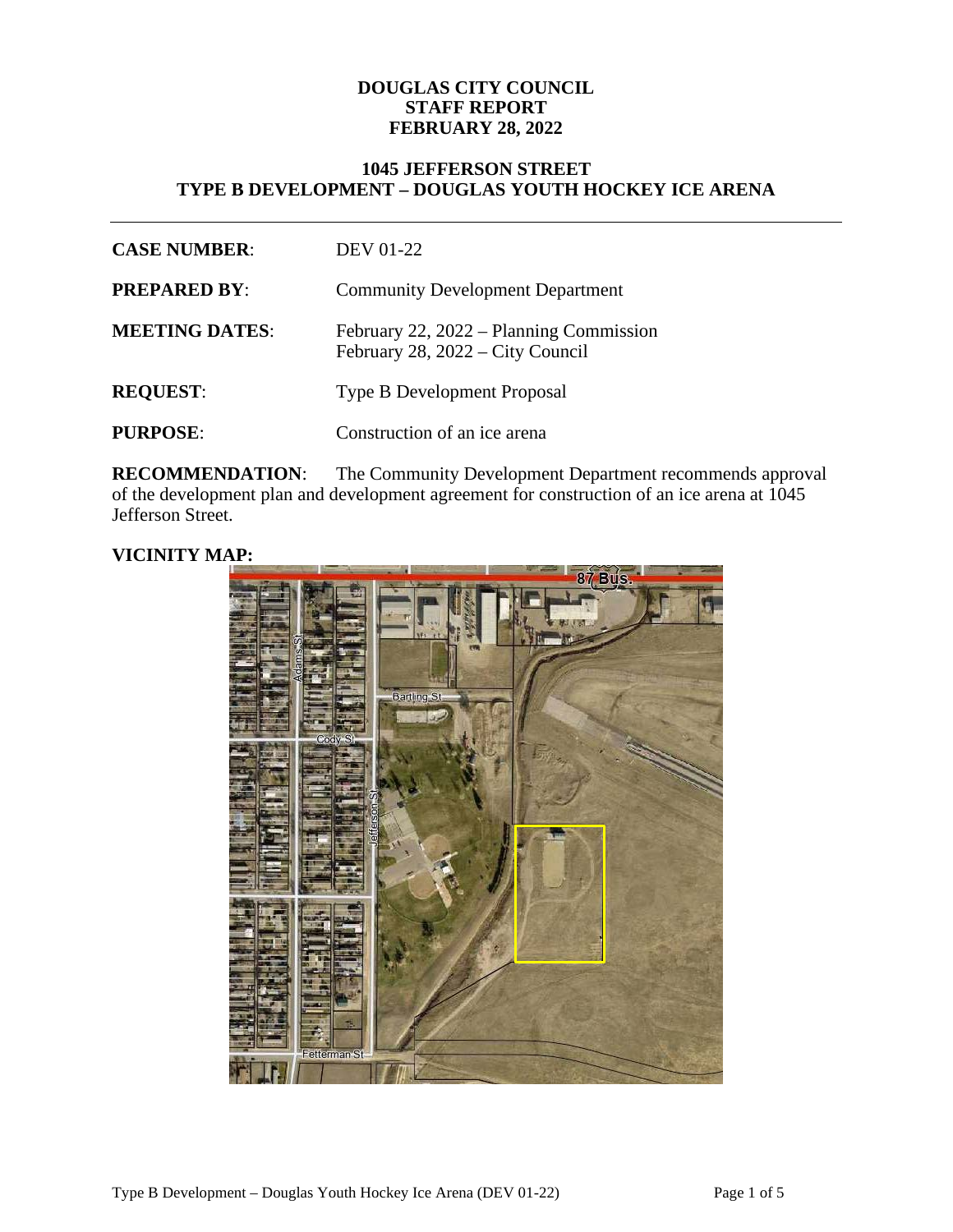**DOUGLAS CITY COUNCIL**
**STAFF REPORT**
**FEBRUARY 28, 2022**

**1045 JEFFERSON STREET**
**TYPE B DEVELOPMENT – DOUGLAS YOUTH HOCKEY ICE ARENA**

---

**CASE NUMBER**: DEV 01-22

**PREPARED BY**: Community Development Department

**MEETING DATES**: February 22, 2022 – Planning Commission
February 28, 2022 – City Council

**REQUEST**: Type B Development Proposal

**PURPOSE**: Construction of an ice arena

**RECOMMENDATION**: The Community Development Department recommends approval of the development plan and development agreement for construction of an ice arena at 1045 Jefferson Street.

**VICINITY MAP:**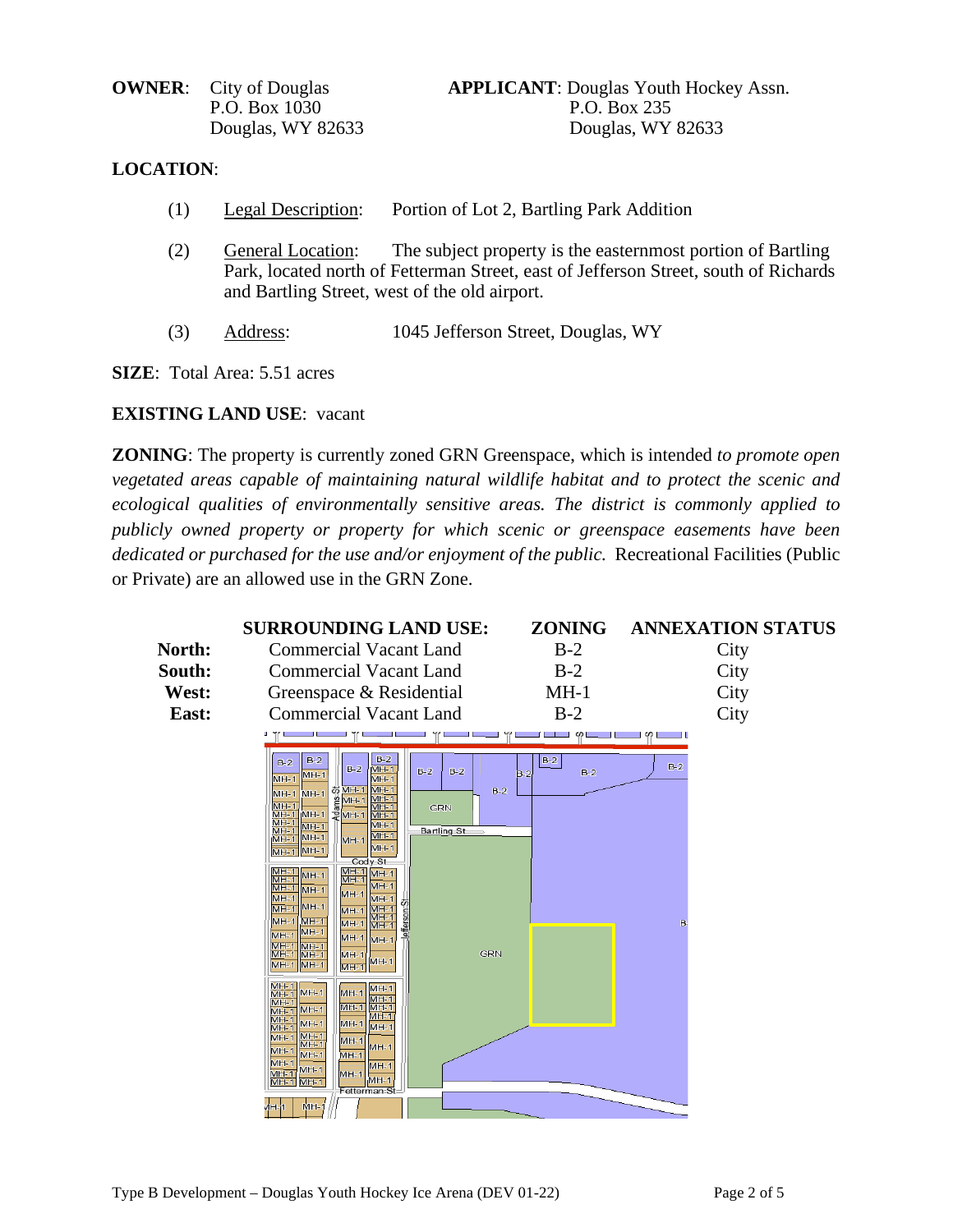**OWNER**: City of Douglas
P.O. Box 1030
Douglas, WY 82633

**APPLICANT**: Douglas Youth Hockey Assn.
P.O. Box 235
Douglas, WY 82633

**LOCATION**:

(1) Legal Description: Portion of Lot 2, Bartling Park Addition

(2) General Location: The subject property is the easternmost portion of Bartling Park, located north of Fetterman Street, east of Jefferson Street, south of Richards and Bartling Street, west of the old airport.

(3) Address: 1045 Jefferson Street, Douglas, WY

**SIZE**: Total Area: 5.51 acres

**EXISTING LAND USE**: vacant

**ZONING**: The property is currently zoned GRN Greenspace, which is intended *to promote open vegetated areas capable of maintaining natural wildlife habitat and to protect the scenic and ecological qualities of environmentally sensitive areas. The district is commonly applied to publicly owned property or property for which scenic or greenspace easements have been dedicated or purchased for the use and/or enjoyment of the public.* Recreational Facilities (Public or Private) are an allowed use in the GRN Zone.

| | SURROUNDING LAND USE: | ZONING | ANNEXATION STATUS |
|---|---|---|---|
| **North:** | Commercial Vacant Land | B-2 | City |
| **South:** | Commercial Vacant Land | B-2 | City |
| **West:** | Greenspace & Residential | MH-1 | City |
| **East:** | Commercial Vacant Land | B-2 | City |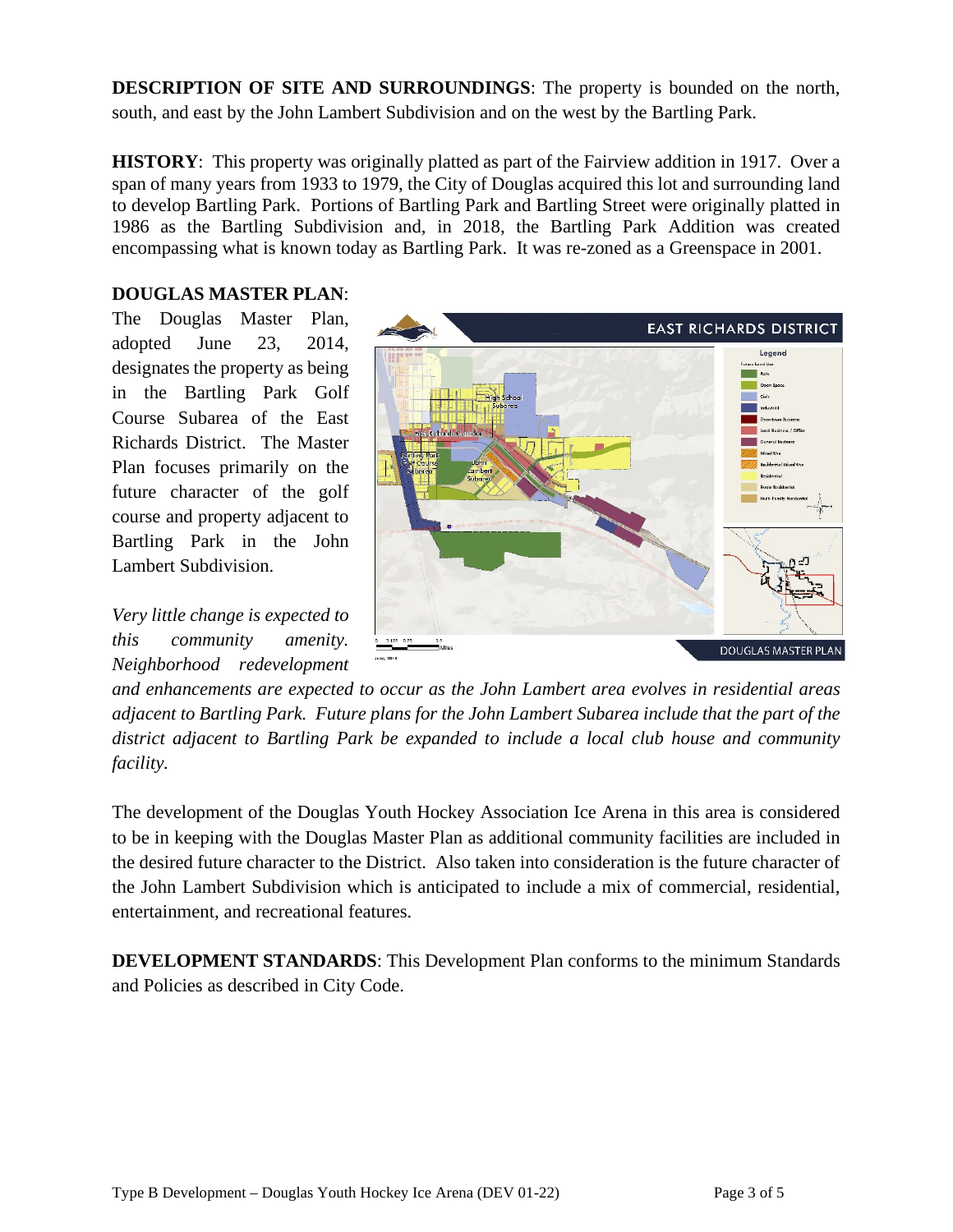**DESCRIPTION OF SITE AND SURROUNDINGS**: The property is bounded on the north, south, and east by the John Lambert Subdivision and on the west by the Bartling Park.

**HISTORY**: This property was originally platted as part of the Fairview addition in 1917. Over a span of many years from 1933 to 1979, the City of Douglas acquired this lot and surrounding land to develop Bartling Park. Portions of Bartling Park and Bartling Street were originally platted in 1986 as the Bartling Subdivision and, in 2018, the Bartling Park Addition was created encompassing what is known today as Bartling Park. It was re-zoned as a Greenspace in 2001.

**DOUGLAS MASTER PLAN**:
The Douglas Master Plan, adopted June 23, 2014, designates the property as being in the Bartling Park Golf Course Subarea of the East Richards District. The Master Plan focuses primarily on the future character of the golf course and property adjacent to Bartling Park in the John Lambert Subdivision.

*Very little change is expected to this community amenity. Neighborhood redevelopment and enhancements are expected to occur as the John Lambert area evolves in residential areas adjacent to Bartling Park. Future plans for the John Lambert Subarea include that the part of the district adjacent to Bartling Park be expanded to include a local club house and community facility.*

The development of the Douglas Youth Hockey Association Ice Arena in this area is considered to be in keeping with the Douglas Master Plan as additional community facilities are included in the desired future character to the District. Also taken into consideration is the future character of the John Lambert Subdivision which is anticipated to include a mix of commercial, residential, entertainment, and recreational features.

**DEVELOPMENT STANDARDS**: This Development Plan conforms to the minimum Standards and Policies as described in City Code.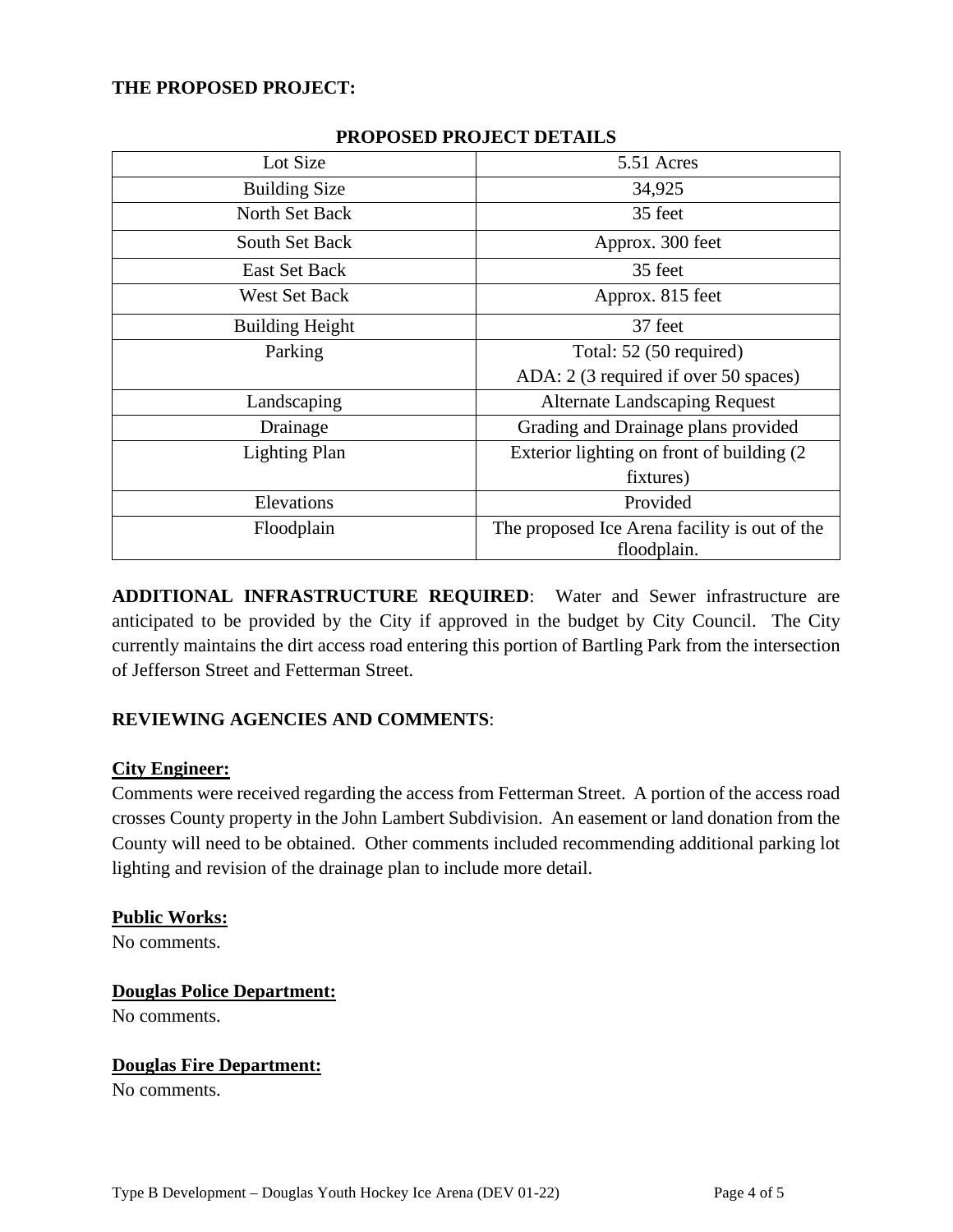**THE PROPOSED PROJECT:**

**PROPOSED PROJECT DETAILS**

| Lot Size | 5.51 Acres |
|---|---|
| Building Size | 34,925 |
| North Set Back | 35 feet |
| South Set Back | Approx. 300 feet |
| East Set Back | 35 feet |
| West Set Back | Approx. 815 feet |
| Building Height | 37 feet |
| Parking | Total: 52 (50 required)<br>ADA: 2 (3 required if over 50 spaces) |
| Landscaping | Alternate Landscaping Request |
| Drainage | Grading and Drainage plans provided |
| Lighting Plan | Exterior lighting on front of building (2 fixtures) |
| Elevations | Provided |
| Floodplain | The proposed Ice Arena facility is out of the floodplain. |

**ADDITIONAL INFRASTRUCTURE REQUIRED**: Water and Sewer infrastructure are anticipated to be provided by the City if approved in the budget by City Council. The City currently maintains the dirt access road entering this portion of Bartling Park from the intersection of Jefferson Street and Fetterman Street.

**REVIEWING AGENCIES AND COMMENTS**:

**City Engineer:**
Comments were received regarding the access from Fetterman Street. A portion of the access road crosses County property in the John Lambert Subdivision. An easement or land donation from the County will need to be obtained. Other comments included recommending additional parking lot lighting and revision of the drainage plan to include more detail.

**Public Works:**
No comments.

**Douglas Police Department:**
No comments.

**Douglas Fire Department:**
No comments.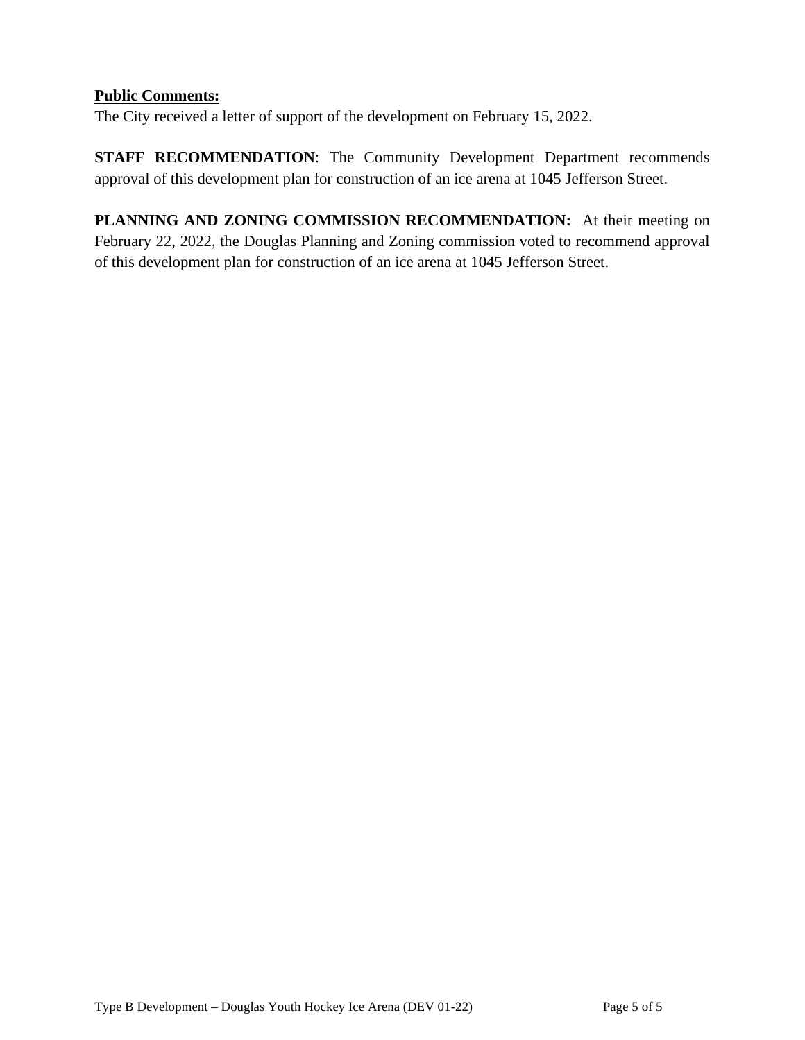**Public Comments:**

The City received a letter of support of the development on February 15, 2022.

**STAFF RECOMMENDATION**: The Community Development Department recommends approval of this development plan for construction of an ice arena at 1045 Jefferson Street.

**PLANNING AND ZONING COMMISSION RECOMMENDATION:** At their meeting on February 22, 2022, the Douglas Planning and Zoning commission voted to recommend approval of this development plan for construction of an ice arena at 1045 Jefferson Street.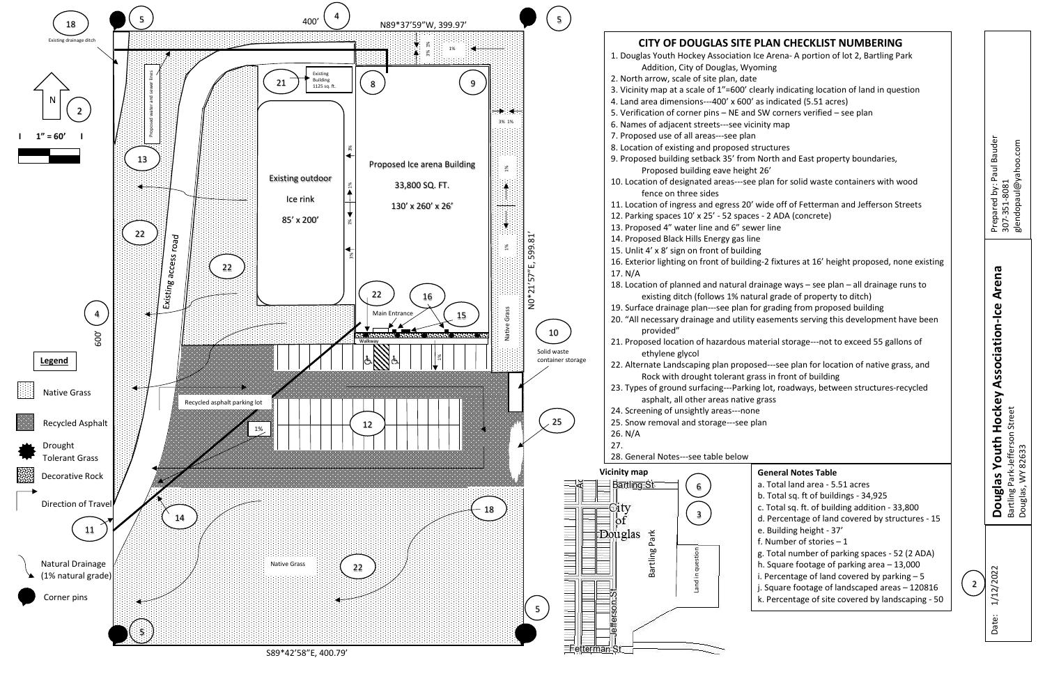## CITY OF DOUGLAS SITE PLAN CHECKLIST NUMBERING

1. Douglas Youth Hockey Association Ice Arena- A portion of lot 2, Bartling Park Addition, City of Douglas, Wyoming
2. North arrow, scale of site plan, date
3. Vicinity map at a scale of 1"=600' clearly indicating location of land in question
4. Land area dimensions---400' x 600' as indicated (5.51 acres)
5. Verification of corner pins – NE and SW corners verified – see plan
6. Names of adjacent streets---see vicinity map
7. Proposed use of all areas---see plan
8. Location of existing and proposed structures
9. Proposed building setback 35' from North and East property boundaries, Proposed building eave height 26'
10. Location of designated areas---see plan for solid waste containers with wood fence on three sides
11. Location of ingress and egress 20' wide off of Fetterman and Jefferson Streets
12. Parking spaces 10' x 25' - 52 spaces - 2 ADA (concrete)
13. Proposed 4" water line and 6" sewer line
14. Proposed Black Hills Energy gas line
15. Unlit 4' x 8' sign on front of building
16. Exterior lighting on front of building-2 fixtures at 16' height proposed, none existing
17. N/A
18. Location of planned and natural drainage ways – see plan – all drainage runs to existing ditch (follows 1% natural grade of property to ditch)
19. Surface drainage plan---see plan for grading from proposed building
20. "All necessary drainage and utility easements serving this development have been provided"
21. Proposed location of hazardous material storage---not to exceed 55 gallons of ethylene glycol
22. Alternate Landscaping plan proposed---see plan for location of native grass, and Rock with drought tolerant grass in front of building
23. Types of ground surfacing---Parking lot, roadways, between structures-recycled asphalt, all other areas native grass
24. Screening of unsightly areas---none
25. Snow removal and storage---see plan
26. N/A
27.
28. General Notes---see table below

### General Notes Table

a. Total land area - 5.51 acres
b. Total sq. ft of buildings - 34,925
c. Total sq. ft. of building addition - 33,800
d. Percentage of land covered by structures - 15
e. Building height - 37'
f. Number of stories – 1
g. Total number of parking spaces - 52 (2 ADA)
h. Square footage of parking area – 13,000
i. Percentage of land covered by parking – 5
j. Square footage of landscaped areas – 120816
k. Percentage of site covered by landscaping - 50

### Vicinity map

Bartling St — City of Douglas — Bartling Park — Land in question — Jefferson St — Fetterman St

### Site plan labels

1" = 60'

N89*37'59"W, 399.97' — 400' — S89*42'58"E, 400.79' — N0*21'57"E, 599.81' — 600'

Existing drainage ditch — Proposed water and sewer lines — Existing Building 1125 sq. ft. — Existing outdoor Ice rink 85' x 200' — Proposed Ice arena Building 33,800 SQ. FT. 130' x 260' x 26' — Existing access road — Main Entrance — Walkway — Native Grass — Solid waste container storage — Recycled asphalt parking lot

**Legend**

- Native Grass
- Recycled Asphalt
- Drought Tolerant Grass
- Decorative Rock
- Direction of Travel
- Natural Drainage (1% natural grade)
- Corner pins

Prepared by: Paul Bauder
307-351-8081
glendopaul@yahoo.com

**Douglas Youth Hockey Association-Ice Arena**
Bartling Park-Jefferson Street
Douglas, WY 82633

Date: 1/12/2022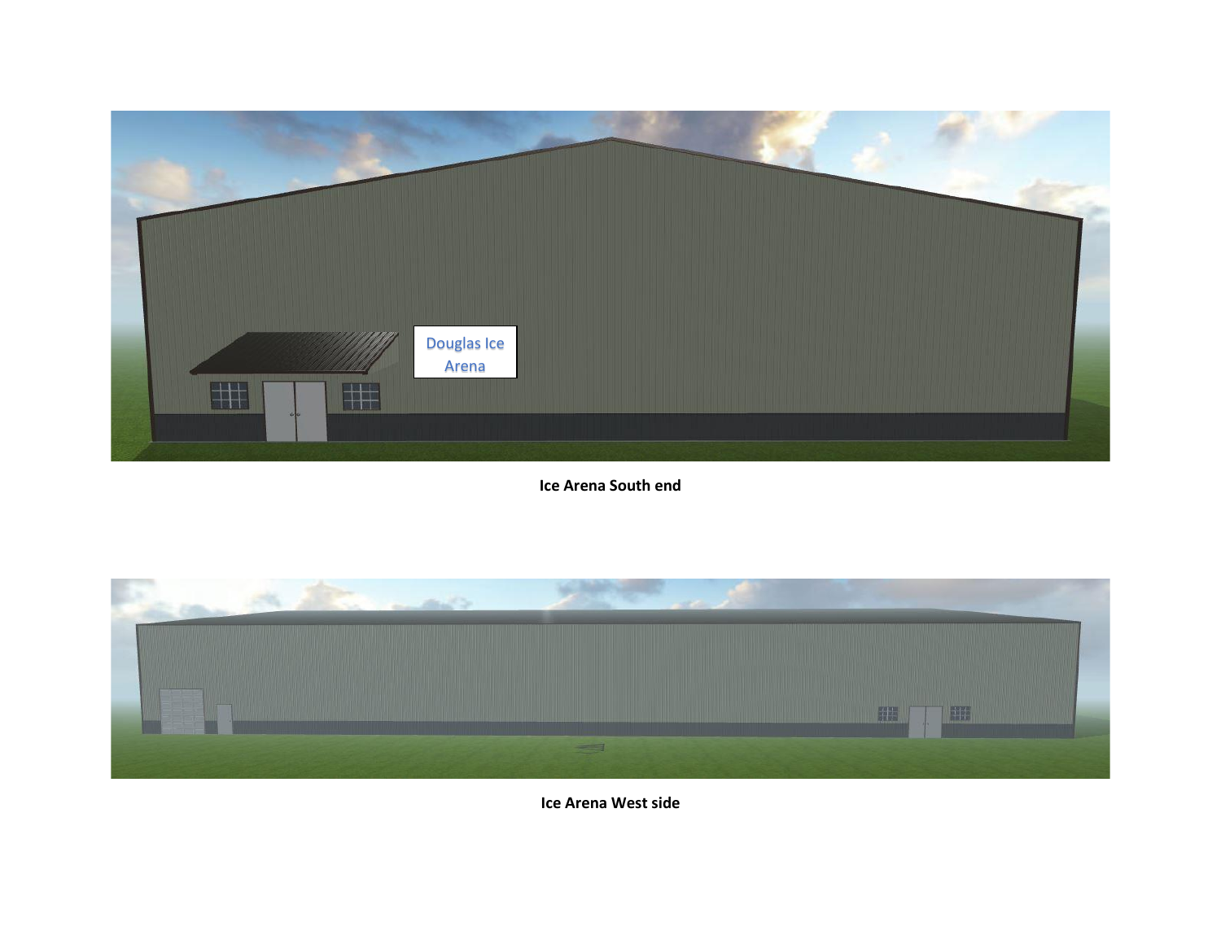**Ice Arena South end**

**Ice Arena West side**